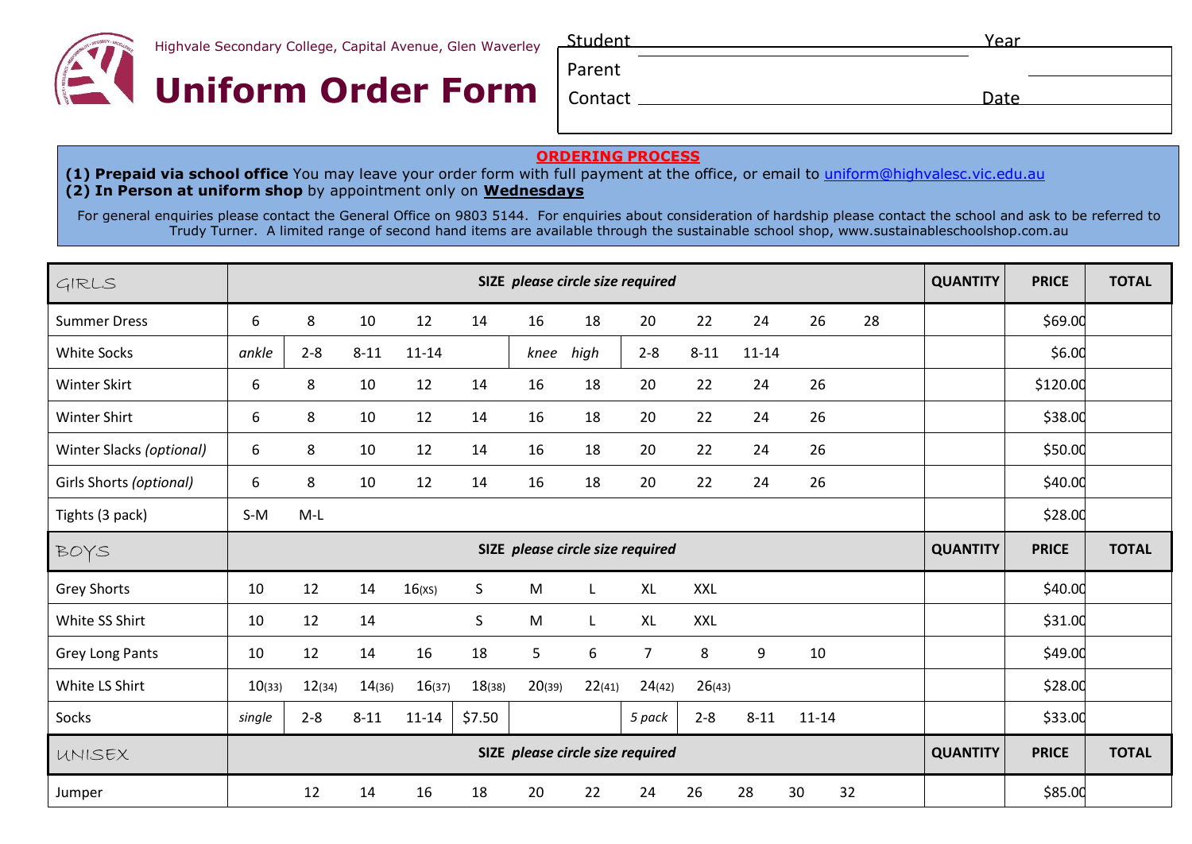Highvale Secondary College, Capital Avenue, Glen Waverley

# Uniform Order Form

| Student | | Year | |
|---|---|---|---|
| Parent | | | |
| Contact | | Date | |

**ORDERING PROCESS**

**(1) Prepaid via school office** You may leave your order form with full payment at the office, or email to uniform@highvalesc.vic.edu.au
**(2) In Person at uniform shop** by appointment only on **Wednesdays**

For general enquiries please contact the General Office on 9803 5144. For enquiries about consideration of hardship please contact the school and ask to be referred to Trudy Turner. A limited range of second hand items are available through the sustainable school shop, www.sustainableschoolshop.com.au

| GIRLS | SIZE *please circle size required* | | | | | | | | | | | | QUANTITY | PRICE | TOTAL |
|---|---|---|---|---|---|---|---|---|---|---|---|---|---|---|---|
| Summer Dress | 6 | 8 | 10 | 12 | 14 | 16 | 18 | 20 | 22 | 24 | 26 | 28 | | $69.00 | |
| White Socks | *ankle* | 2-8 | 8-11 | 11-14 | | *knee* | *high* | 2-8 | 8-11 | 11-14 | | | | $6.00 | |
| Winter Skirt | 6 | 8 | 10 | 12 | 14 | 16 | 18 | 20 | 22 | 24 | 26 | | | $120.00 | |
| Winter Shirt | 6 | 8 | 10 | 12 | 14 | 16 | 18 | 20 | 22 | 24 | 26 | | | $38.00 | |
| Winter Slacks *(optional)* | 6 | 8 | 10 | 12 | 14 | 16 | 18 | 20 | 22 | 24 | 26 | | | $50.00 | |
| Girls Shorts *(optional)* | 6 | 8 | 10 | 12 | 14 | 16 | 18 | 20 | 22 | 24 | 26 | | | $40.00 | |
| Tights (3 pack) | S-M | M-L | | | | | | | | | | | | $28.00 | |
| **BOYS** | **SIZE *please circle size required*** | | | | | | | | | | | | **QUANTITY** | **PRICE** | **TOTAL** |
| Grey Shorts | 10 | 12 | 14 | 16(XS) | S | M | L | XL | XXL | | | | | $40.00 | |
| White SS Shirt | 10 | 12 | 14 | | S | M | L | XL | XXL | | | | | $31.00 | |
| Grey Long Pants | 10 | 12 | 14 | 16 | 18 | 5 | 6 | 7 | 8 | 9 | 10 | | | $49.00 | |
| White LS Shirt | 10(33) | 12(34) | 14(36) | 16(37) | 18(38) | 20(39) | 22(41) | 24(42) | 26(43) | | | | | $28.00 | |
| Socks | *single* | 2-8 | 8-11 | 11-14 | $7.50 | | | *5 pack* | 2-8 | 8-11 | 11-14 | | | $33.00 | |
| **UNISEX** | **SIZE *please circle size required*** | | | | | | | | | | | | **QUANTITY** | **PRICE** | **TOTAL** |
| Jumper | | 12 | 14 | 16 | 18 | 20 | 22 | 24 | 26 | 28 | 30 | 32 | | $85.00 | |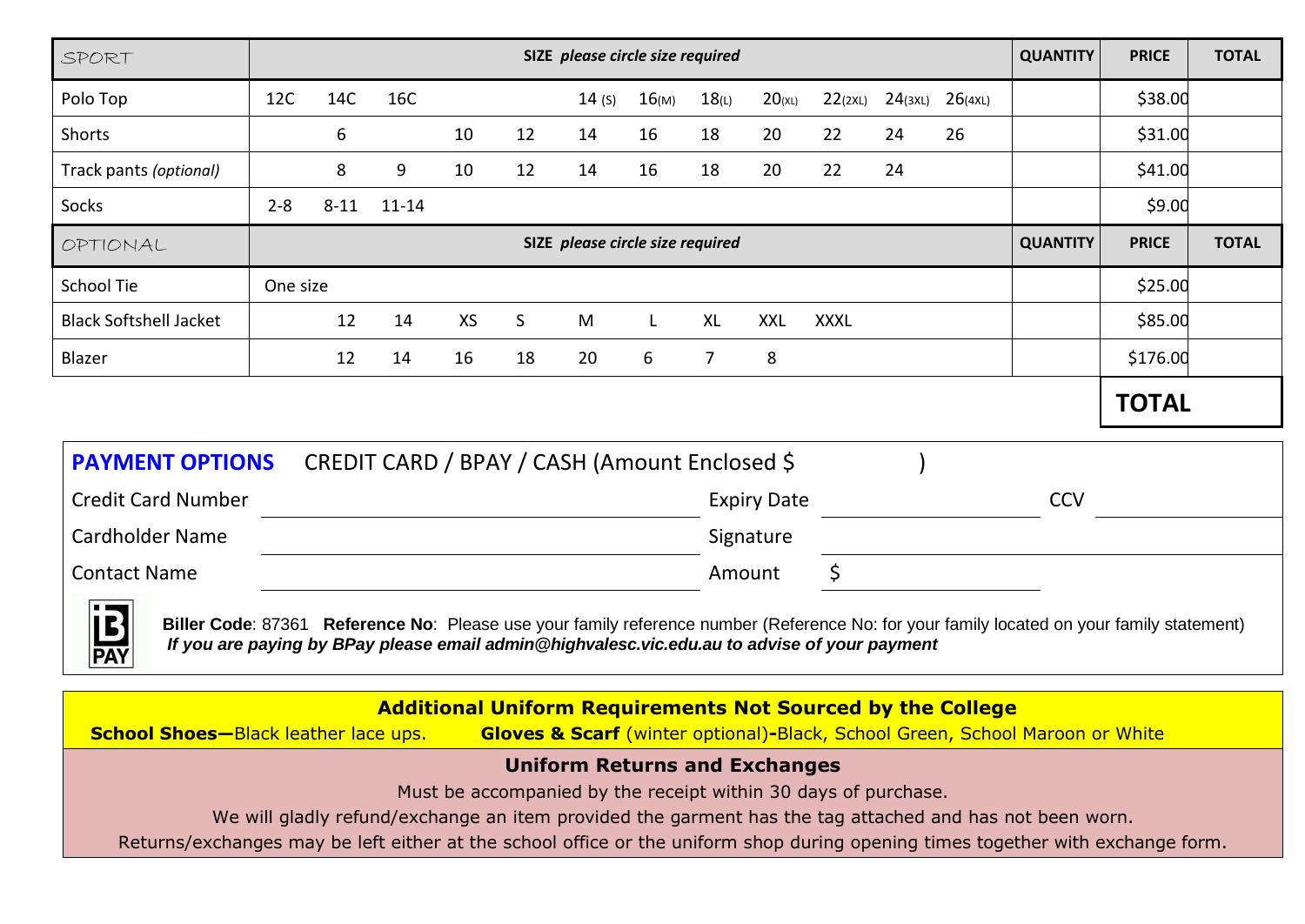| SPORT | SIZE *please circle size required* | | | | | | | | | | | | QUANTITY | PRICE | TOTAL |
|---|---|---|---|---|---|---|---|---|---|---|---|---|---|---|---|
| Polo Top | 12C | 14C | 16C | | | 14 (S) | 16(M) | 18(L) | 20(XL) | 22(2XL) | 24(3XL) | 26(4XL) | | $38.00 | |
| Shorts | | 6 | | 10 | 12 | 14 | 16 | 18 | 20 | 22 | 24 | 26 | | $31.00 | |
| Track pants *(optional)* | | 8 | 9 | 10 | 12 | 14 | 16 | 18 | 20 | 22 | 24 | | | $41.00 | |
| Socks | 2-8 | 8-11 | 11-14 | | | | | | | | | | | $9.00 | |
| OPTIONAL | SIZE *please circle size required* | | | | | | | | | | | | QUANTITY | PRICE | TOTAL |
| School Tie | One size | | | | | | | | | | | | | $25.00 | |
| Black Softshell Jacket | | 12 | 14 | XS | S | M | L | XL | XXL | XXXL | | | | $85.00 | |
| Blazer | | 12 | 14 | 16 | 18 | 20 | 6 | 7 | 8 | | | | | $176.00 | |
| | | | | | | | | | | | | | | **TOTAL** | |

**PAYMENT OPTIONS** CREDIT CARD / BPAY / CASH (Amount Enclosed $ )

Credit Card Number ______________________ Expiry Date ____________ CCV ________

Cardholder Name ______________________ Signature ____________

Contact Name ______________________ Amount $ ____________

**Biller Code**: 87361 **Reference No**: Please use your family reference number (Reference No: for your family located on your family statement)

***If you are paying by BPay please email admin@highvalesc.vic.edu.au to advise of your payment***

**Additional Uniform Requirements Not Sourced by the College**

**School Shoes—**Black leather lace ups. **Gloves & Scarf** (winter optional)**-**Black, School Green, School Maroon or White

**Uniform Returns and Exchanges**

Must be accompanied by the receipt within 30 days of purchase.

We will gladly refund/exchange an item provided the garment has the tag attached and has not been worn.

Returns/exchanges may be left either at the school office or the uniform shop during opening times together with exchange form.